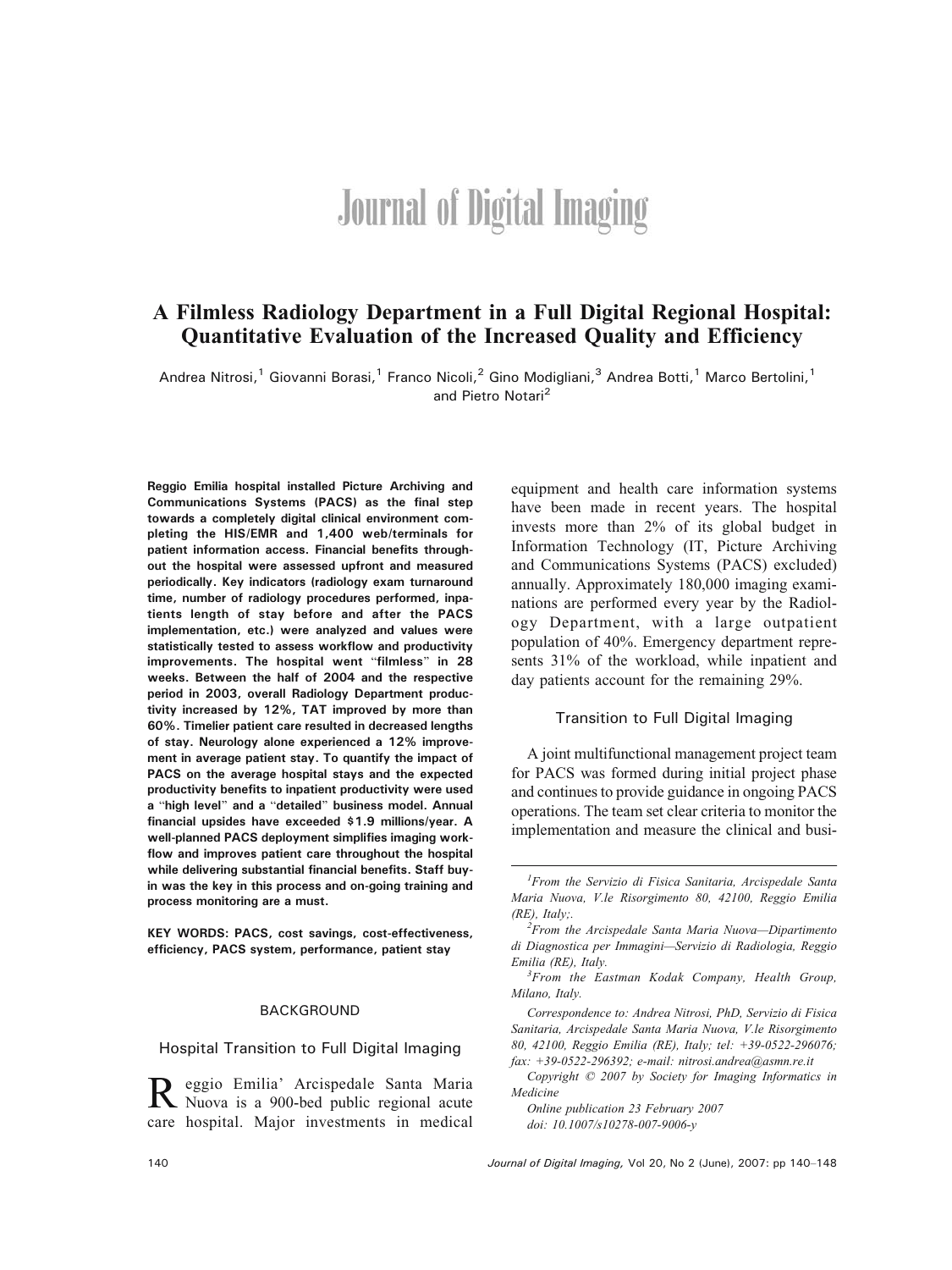# A Filmless Radiology Department in a Full Digital Regional Hospital: Quantitative Evaluation of the Increased Quality and Efficiency

Andrea Nitrosi,[1] Giovanni Borasi,[1] Franco Nicoli,[2] Gino Modigliani,[3] Andrea Botti,[1] Marco Bertolini,[1] and Pietro Notari[2]

**Reggio Emilia hospital installed Picture Archiving and Communications Systems (PACS) as the final step towards a completely digital clinical environment completing the HIS/EMR and 1,400 web/terminals for patient information access. Financial benefits throughout the hospital were assessed upfront and measured periodically. Key indicators (radiology exam turnaround time, number of radiology procedures performed, inpatients length of stay before and after the PACS implementation, etc.) were analyzed and values were statistically tested to assess workflow and productivity improvements. The hospital went "filmless" in 28 weeks. Between the half of 2004 and the respective period in 2003, overall Radiology Department productivity increased by 12%, TAT improved by more than 60%. Timelier patient care resulted in decreased lengths of stay. Neurology alone experienced a 12% improvement in average patient stay. To quantify the impact of PACS on the average hospital stays and the expected productivity benefits to inpatient productivity were used a "high level" and a "detailed" business model. Annual financial upsides have exceeded $1.9 millions/year. A well-planned PACS deployment simplifies imaging workflow and improves patient care throughout the hospital while delivering substantial financial benefits. Staff buy-in was the key in this process and on-going training and process monitoring are a must.**

**KEY WORDS: PACS, cost savings, cost-effectiveness, efficiency, PACS system, performance, patient stay**

## BACKGROUND

### Hospital Transition to Full Digital Imaging

Reggio Emilia' Arcispedale Santa Maria Nuova is a 900-bed public regional acute care hospital. Major investments in medical equipment and health care information systems have been made in recent years. The hospital invests more than 2% of its global budget in Information Technology (IT, Picture Archiving and Communications Systems (PACS) excluded) annually. Approximately 180,000 imaging examinations are performed every year by the Radiology Department, with a large outpatient population of 40%. Emergency department represents 31% of the workload, while inpatient and day patients account for the remaining 29%.

### Transition to Full Digital Imaging

A joint multifunctional management project team for PACS was formed during initial project phase and continues to provide guidance in ongoing PACS operations. The team set clear criteria to monitor the implementation and measure the clinical and busi-

---

[1] *From the Servizio di Fisica Sanitaria, Arcispedale Santa Maria Nuova, V.le Risorgimento 80, 42100, Reggio Emilia (RE), Italy;.*

[2] *From the Arcispedale Santa Maria Nuova—Dipartimento di Diagnostica per Immagini—Servizio di Radiologia, Reggio Emilia (RE), Italy.*

[3] *From the Eastman Kodak Company, Health Group, Milano, Italy.*

*Correspondence to: Andrea Nitrosi, PhD, Servizio di Fisica Sanitaria, Arcispedale Santa Maria Nuova, V.le Risorgimento 80, 42100, Reggio Emilia (RE), Italy; tel: +39-0522-296076; fax: +39-0522-296392; e-mail: nitrosi.andrea@asmn.re.it*

*Copyright © 2007 by Society for Imaging Informatics in Medicine*

*Online publication 23 February 2007*

*doi: 10.1007/s10278-007-9006-y*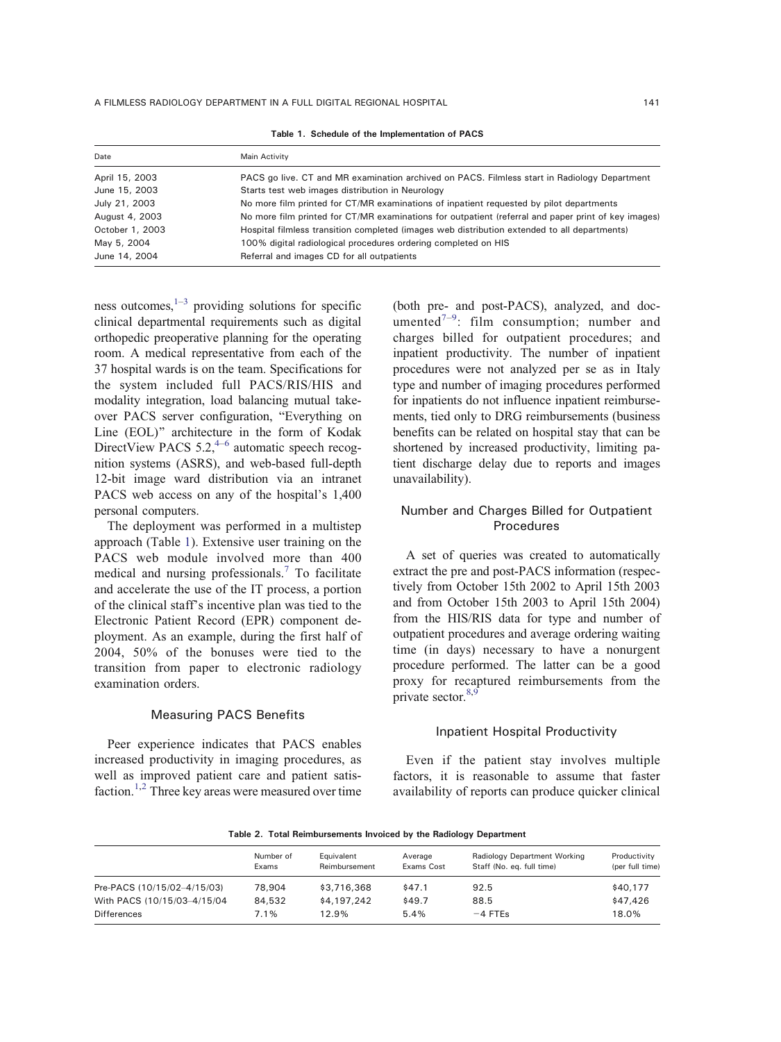**Table 1. Schedule of the Implementation of PACS**

| Date | Main Activity |
|---|---|
| April 15, 2003 | PACS go live. CT and MR examination archived on PACS. Filmless start in Radiology Department |
| June 15, 2003 | Starts test web images distribution in Neurology |
| July 21, 2003 | No more film printed for CT/MR examinations of inpatient requested by pilot departments |
| August 4, 2003 | No more film printed for CT/MR examinations for outpatient (referral and paper print of key images) |
| October 1, 2003 | Hospital filmless transition completed (images web distribution extended to all departments) |
| May 5, 2004 | 100% digital radiological procedures ordering completed on HIS |
| June 14, 2004 | Referral and images CD for all outpatients |

ness outcomes,[1–3] providing solutions for specific clinical departmental requirements such as digital orthopedic preoperative planning for the operating room. A medical representative from each of the 37 hospital wards is on the team. Specifications for the system included full PACS/RIS/HIS and modality integration, load balancing mutual takeover PACS server configuration, "Everything on Line (EOL)" architecture in the form of Kodak DirectView PACS 5.2,[4–6] automatic speech recognition systems (ASRS), and web-based full-depth 12-bit image ward distribution via an intranet PACS web access on any of the hospital's 1,400 personal computers.

The deployment was performed in a multistep approach (Table 1). Extensive user training on the PACS web module involved more than 400 medical and nursing professionals.[7] To facilitate and accelerate the use of the IT process, a portion of the clinical staff's incentive plan was tied to the Electronic Patient Record (EPR) component deployment. As an example, during the first half of 2004, 50% of the bonuses were tied to the transition from paper to electronic radiology examination orders.

### Measuring PACS Benefits

Peer experience indicates that PACS enables increased productivity in imaging procedures, as well as improved patient care and patient satisfaction.[1,2] Three key areas were measured over time (both pre- and post-PACS), analyzed, and documented[7–9]: film consumption; number and charges billed for outpatient procedures; and inpatient productivity. The number of inpatient procedures were not analyzed per se as in Italy type and number of imaging procedures performed for inpatients do not influence inpatient reimbursements, tied only to DRG reimbursements (business benefits can be related on hospital stay that can be shortened by increased productivity, limiting patient discharge delay due to reports and images unavailability).

### Number and Charges Billed for Outpatient Procedures

A set of queries was created to automatically extract the pre and post-PACS information (respectively from October 15th 2002 to April 15th 2003 and from October 15th 2003 to April 15th 2004) from the HIS/RIS data for type and number of outpatient procedures and average ordering waiting time (in days) necessary to have a nonurgent procedure performed. The latter can be a good proxy for recaptured reimbursements from the private sector.[8,9]

### Inpatient Hospital Productivity

Even if the patient stay involves multiple factors, it is reasonable to assume that faster availability of reports can produce quicker clinical

**Table 2. Total Reimbursements Invoiced by the Radiology Department**

| | Number of Exams | Equivalent Reimbursement | Average Exams Cost | Radiology Department Working Staff (No. eq. full time) | Productivity (per full time) |
|---|---|---|---|---|---|
| Pre-PACS (10/15/02–4/15/03) | 78,904 | $3,716,368 | $47.1 | 92.5 | $40,177 |
| With PACS (10/15/03–4/15/04 | 84,532 | $4,197,242 | $49.7 | 88.5 | $47,426 |
| Differences | 7.1% | 12.9% | 5.4% | −4 FTEs | 18.0% |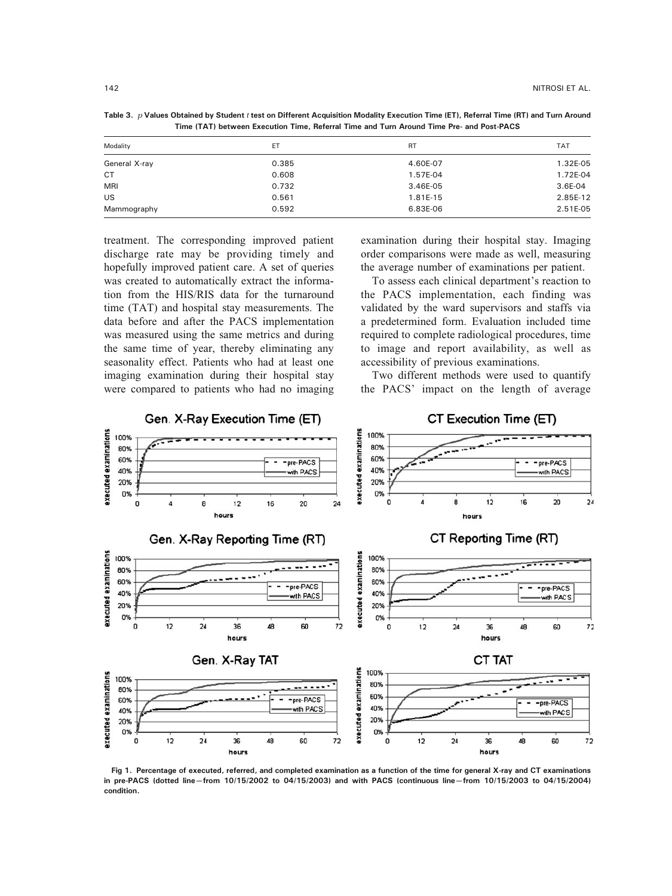**Table 3.** *p* Values Obtained by Student *t* test on Different Acquisition Modality Execution Time (ET), Referral Time (RT) and Turn Around Time (TAT) between Execution Time, Referral Time and Turn Around Time Pre- and Post-PACS

| Modality | ET | RT | TAT |
|---|---|---|---|
| General X-ray | 0.385 | 4.60E-07 | 1.32E-05 |
| CT | 0.608 | 1.57E-04 | 1.72E-04 |
| MRI | 0.732 | 3.46E-05 | 3.6E-04 |
| US | 0.561 | 1.81E-15 | 2.85E-12 |
| Mammography | 0.592 | 6.83E-06 | 2.51E-05 |

treatment. The corresponding improved patient discharge rate may be providing timely and hopefully improved patient care. A set of queries was created to automatically extract the information from the HIS/RIS data for the turnaround time (TAT) and hospital stay measurements. The data before and after the PACS implementation was measured using the same metrics and during the same time of year, thereby eliminating any seasonality effect. Patients who had at least one imaging examination during their hospital stay were compared to patients who had no imaging examination during their hospital stay. Imaging order comparisons were made as well, measuring the average number of examinations per patient.

To assess each clinical department's reaction to the PACS implementation, each finding was validated by the ward supervisors and staffs via a predetermined form. Evaluation included time required to complete radiological procedures, time to image and report availability, as well as accessibility of previous examinations.

Two different methods were used to quantify the PACS' impact on the length of average

**Fig 1. Percentage of executed, referred, and completed examination as a function of the time for general X-ray and CT examinations in pre-PACS (dotted line—from 10/15/2002 to 04/15/2003) and with PACS (continuous line—from 10/15/2003 to 04/15/2004) condition.**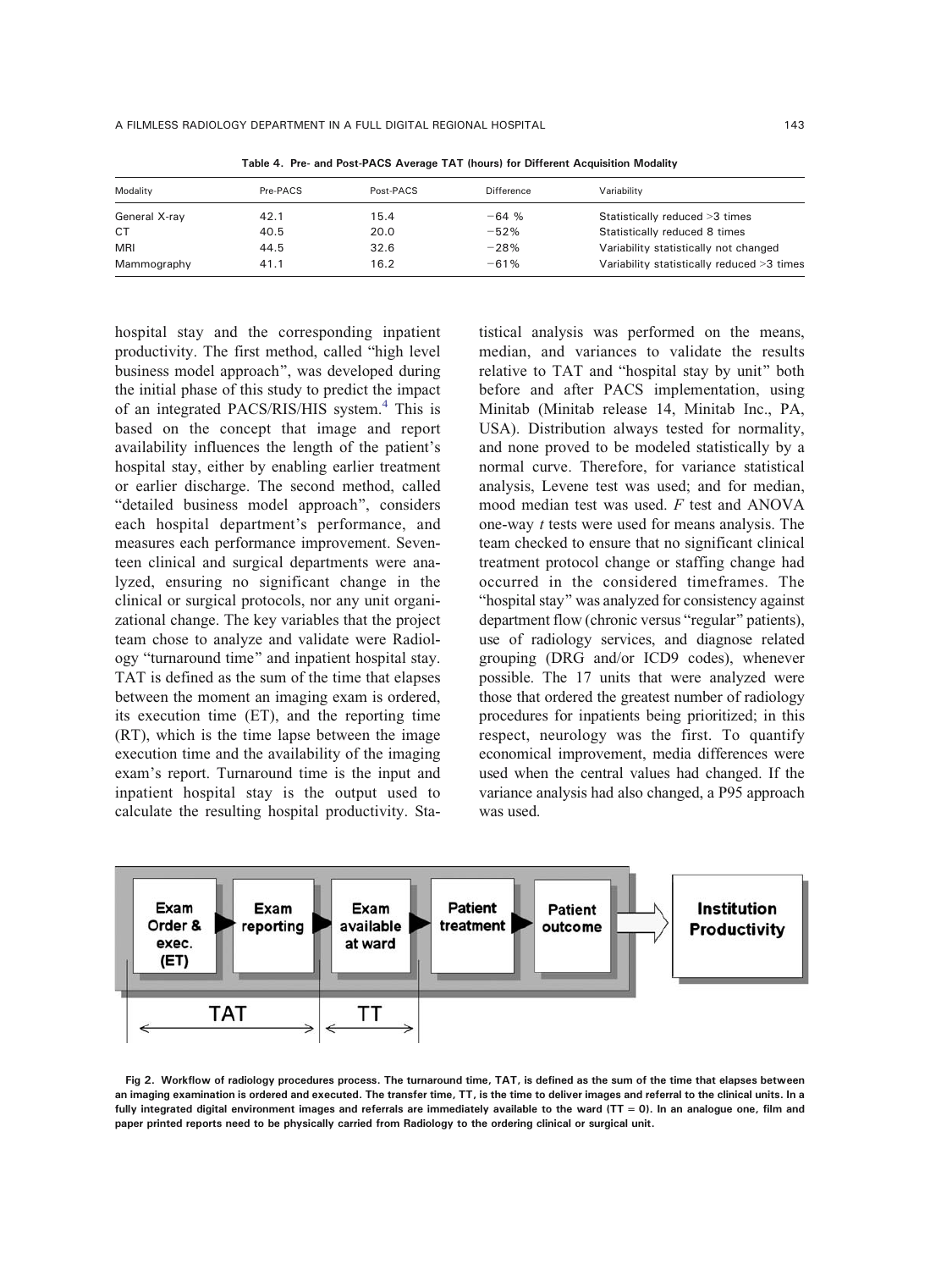**Table 4. Pre- and Post-PACS Average TAT (hours) for Different Acquisition Modality**

| Modality | Pre-PACS | Post-PACS | Difference | Variability |
|---|---|---|---|---|
| General X-ray | 42.1 | 15.4 | −64 % | Statistically reduced >3 times |
| CT | 40.5 | 20.0 | −52% | Statistically reduced 8 times |
| MRI | 44.5 | 32.6 | −28% | Variability statistically not changed |
| Mammography | 41.1 | 16.2 | −61% | Variability statistically reduced >3 times |

hospital stay and the corresponding inpatient productivity. The first method, called "high level business model approach", was developed during the initial phase of this study to predict the impact of an integrated PACS/RIS/HIS system.[4] This is based on the concept that image and report availability influences the length of the patient's hospital stay, either by enabling earlier treatment or earlier discharge. The second method, called "detailed business model approach", considers each hospital department's performance, and measures each performance improvement. Seventeen clinical and surgical departments were analyzed, ensuring no significant change in the clinical or surgical protocols, nor any unit organizational change. The key variables that the project team chose to analyze and validate were Radiology "turnaround time" and inpatient hospital stay. TAT is defined as the sum of the time that elapses between the moment an imaging exam is ordered, its execution time (ET), and the reporting time (RT), which is the time lapse between the image execution time and the availability of the imaging exam's report. Turnaround time is the input and inpatient hospital stay is the output used to calculate the resulting hospital productivity. Statistical analysis was performed on the means, median, and variances to validate the results relative to TAT and "hospital stay by unit" both before and after PACS implementation, using Minitab (Minitab release 14, Minitab Inc., PA, USA). Distribution always tested for normality, and none proved to be modeled statistically by a normal curve. Therefore, for variance statistical analysis, Levene test was used; and for median, mood median test was used. *F* test and ANOVA one-way *t* tests were used for means analysis. The team checked to ensure that no significant clinical treatment protocol change or staffing change had occurred in the considered timeframes. The "hospital stay" was analyzed for consistency against department flow (chronic versus "regular" patients), use of radiology services, and diagnose related grouping (DRG and/or ICD9 codes), whenever possible. The 17 units that were analyzed were those that ordered the greatest number of radiology procedures for inpatients being prioritized; in this respect, neurology was the first. To quantify economical improvement, media differences were used when the central values had changed. If the variance analysis had also changed, a P95 approach was used.

Exam Order & exec. (ET) → Exam reporting → Exam available at ward → Patient treatment → Patient outcome ⇒ Institution Productivity

TAT | TT

**Fig 2. Workflow of radiology procedures process. The turnaround time, TAT, is defined as the sum of the time that elapses between an imaging examination is ordered and executed. The transfer time, TT, is the time to deliver images and referral to the clinical units. In a fully integrated digital environment images and referrals are immediately available to the ward (TT = 0). In an analogue one, film and paper printed reports need to be physically carried from Radiology to the ordering clinical or surgical unit.**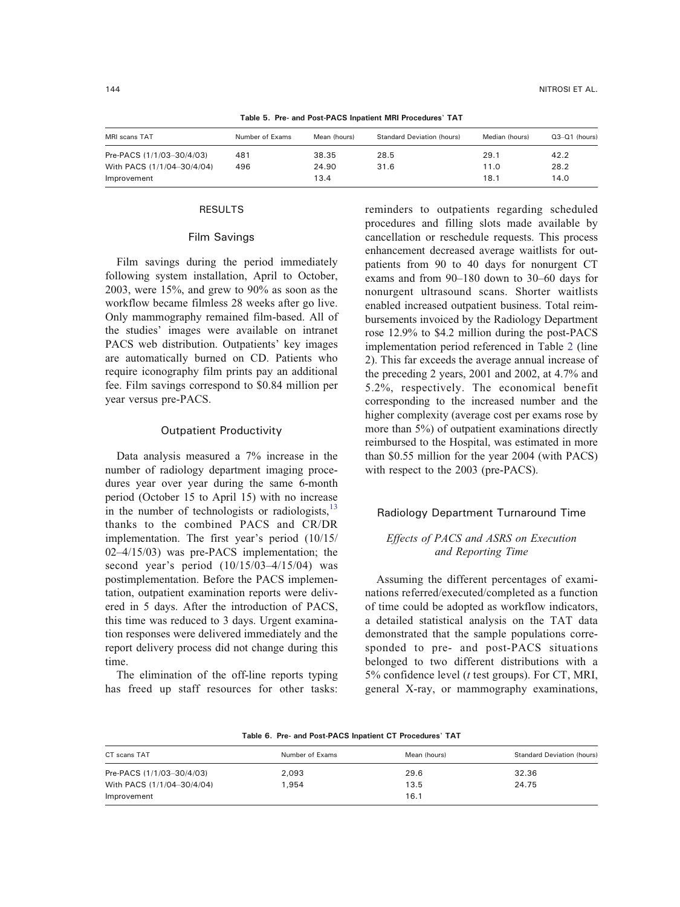**Table 5. Pre- and Post-PACS Inpatient MRI Procedures' TAT**

| MRI scans TAT | Number of Exams | Mean (hours) | Standard Deviation (hours) | Median (hours) | Q3–Q1 (hours) |
|---|---|---|---|---|---|
| Pre-PACS (1/1/03–30/4/03) | 481 | 38.35 | 28.5 | 29.1 | 42.2 |
| With PACS (1/1/04–30/4/04) | 496 | 24.90 | 31.6 | 11.0 | 28.2 |
| Improvement | | 13.4 | | 18.1 | 14.0 |

## RESULTS

### Film Savings

Film savings during the period immediately following system installation, April to October, 2003, were 15%, and grew to 90% as soon as the workflow became filmless 28 weeks after go live. Only mammography remained film-based. All of the studies' images were available on intranet PACS web distribution. Outpatients' key images are automatically burned on CD. Patients who require iconography film prints pay an additional fee. Film savings correspond to \$0.84 million per year versus pre-PACS.

### Outpatient Productivity

Data analysis measured a 7% increase in the number of radiology department imaging procedures year over year during the same 6-month period (October 15 to April 15) with no increase in the number of technologists or radiologists,[13] thanks to the combined PACS and CR/DR implementation. The first year's period (10/15/02–4/15/03) was pre-PACS implementation; the second year's period (10/15/03–4/15/04) was postimplementation. Before the PACS implementation, outpatient examination reports were delivered in 5 days. After the introduction of PACS, this time was reduced to 3 days. Urgent examination responses were delivered immediately and the report delivery process did not change during this time.

The elimination of the off-line reports typing has freed up staff resources for other tasks: reminders to outpatients regarding scheduled procedures and filling slots made available by cancellation or reschedule requests. This process enhancement decreased average waitlists for outpatients from 90 to 40 days for nonurgent CT exams and from 90–180 down to 30–60 days for nonurgent ultrasound scans. Shorter waitlists enabled increased outpatient business. Total reimbursements invoiced by the Radiology Department rose 12.9% to \$4.2 million during the post-PACS implementation period referenced in Table 2 (line 2). This far exceeds the average annual increase of the preceding 2 years, 2001 and 2002, at 4.7% and 5.2%, respectively. The economical benefit corresponding to the increased number and the higher complexity (average cost per exams rose by more than 5%) of outpatient examinations directly reimbursed to the Hospital, was estimated in more than \$0.55 million for the year 2004 (with PACS) with respect to the 2003 (pre-PACS).

### Radiology Department Turnaround Time

#### *Effects of PACS and ASRS on Execution and Reporting Time*

Assuming the different percentages of examinations referred/executed/completed as a function of time could be adopted as workflow indicators, a detailed statistical analysis on the TAT data demonstrated that the sample populations corresponded to pre- and post-PACS situations belonged to two different distributions with a 5% confidence level (*t* test groups). For CT, MRI, general X-ray, or mammography examinations,

**Table 6. Pre- and Post-PACS Inpatient CT Procedures' TAT**

| CT scans TAT | Number of Exams | Mean (hours) | Standard Deviation (hours) |
|---|---|---|---|
| Pre-PACS (1/1/03–30/4/03) | 2,093 | 29.6 | 32.36 |
| With PACS (1/1/04–30/4/04) | 1,954 | 13.5 | 24.75 |
| Improvement | | 16.1 | |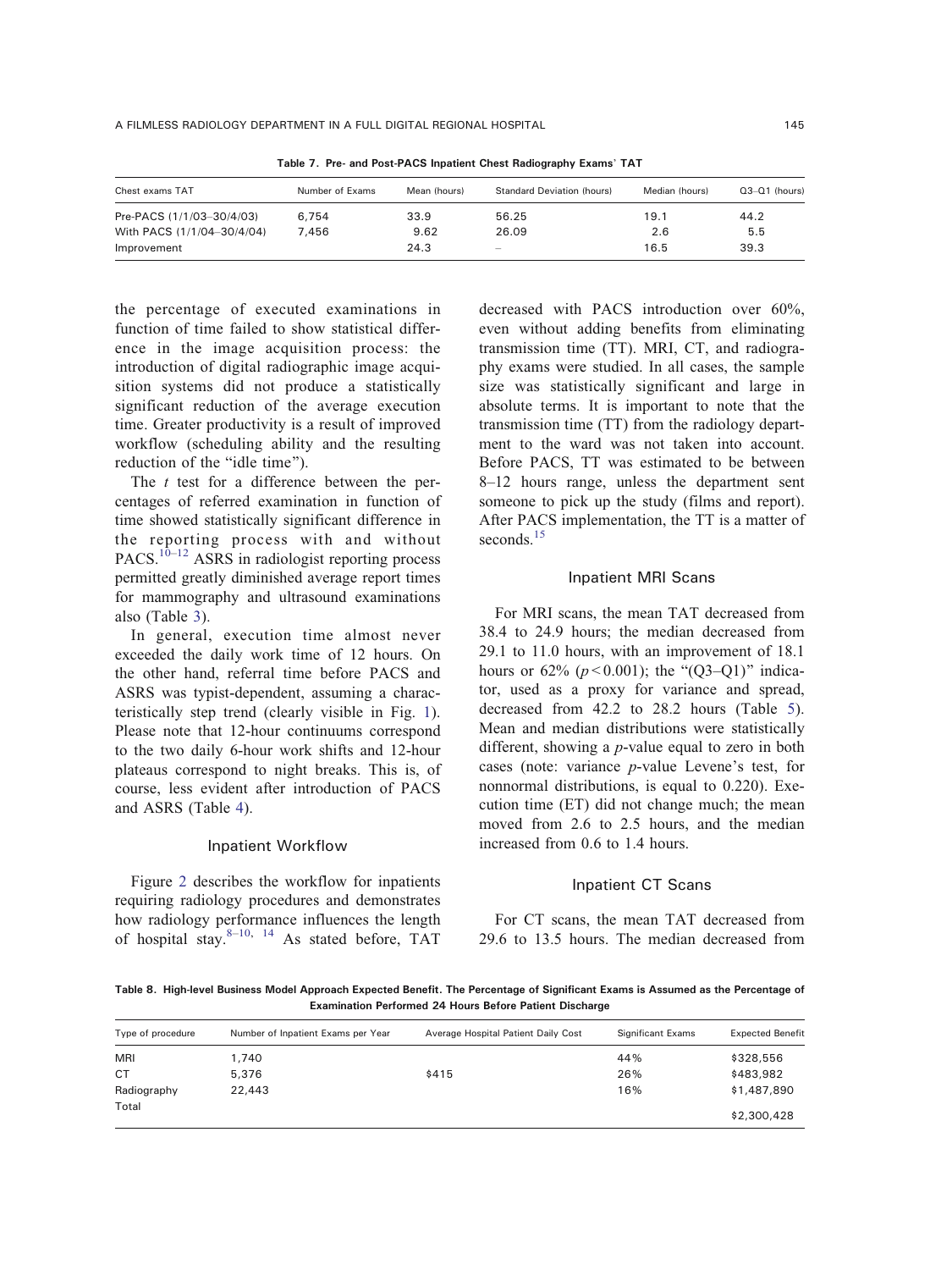**Table 7. Pre- and Post-PACS Inpatient Chest Radiography Exams' TAT**

| Chest exams TAT | Number of Exams | Mean (hours) | Standard Deviation (hours) | Median (hours) | Q3–Q1 (hours) |
|---|---|---|---|---|---|
| Pre-PACS (1/1/03–30/4/03) | 6,754 | 33.9 | 56.25 | 19.1 | 44.2 |
| With PACS (1/1/04–30/4/04) | 7,456 | 9.62 | 26.09 | 2.6 | 5.5 |
| Improvement | | 24.3 | – | 16.5 | 39.3 |

the percentage of executed examinations in function of time failed to show statistical difference in the image acquisition process: the introduction of digital radiographic image acquisition systems did not produce a statistically significant reduction of the average execution time. Greater productivity is a result of improved workflow (scheduling ability and the resulting reduction of the "idle time").

The *t* test for a difference between the percentages of referred examination in function of time showed statistically significant difference in the reporting process with and without PACS.[10–12] ASRS in radiologist reporting process permitted greatly diminished average report times for mammography and ultrasound examinations also (Table 3).

In general, execution time almost never exceeded the daily work time of 12 hours. On the other hand, referral time before PACS and ASRS was typist-dependent, assuming a characteristically step trend (clearly visible in Fig. 1). Please note that 12-hour continuums correspond to the two daily 6-hour work shifts and 12-hour plateaus correspond to night breaks. This is, of course, less evident after introduction of PACS and ASRS (Table 4).

### Inpatient Workflow

Figure 2 describes the workflow for inpatients requiring radiology procedures and demonstrates how radiology performance influences the length of hospital stay.[8–10, 14] As stated before, TAT decreased with PACS introduction over 60%, even without adding benefits from eliminating transmission time (TT). MRI, CT, and radiography exams were studied. In all cases, the sample size was statistically significant and large in absolute terms. It is important to note that the transmission time (TT) from the radiology department to the ward was not taken into account. Before PACS, TT was estimated to be between 8–12 hours range, unless the department sent someone to pick up the study (films and report). After PACS implementation, the TT is a matter of seconds.[15]

### Inpatient MRI Scans

For MRI scans, the mean TAT decreased from 38.4 to 24.9 hours; the median decreased from 29.1 to 11.0 hours, with an improvement of 18.1 hours or 62% ($p < 0.001$); the "(Q3–Q1)" indicator, used as a proxy for variance and spread, decreased from 42.2 to 28.2 hours (Table 5). Mean and median distributions were statistically different, showing a *p*-value equal to zero in both cases (note: variance *p*-value Levene's test, for nonnormal distributions, is equal to 0.220). Execution time (ET) did not change much; the mean moved from 2.6 to 2.5 hours, and the median increased from 0.6 to 1.4 hours.

### Inpatient CT Scans

For CT scans, the mean TAT decreased from 29.6 to 13.5 hours. The median decreased from

**Table 8. High-level Business Model Approach Expected Benefit. The Percentage of Significant Exams is Assumed as the Percentage of Examination Performed 24 Hours Before Patient Discharge**

| Type of procedure | Number of Inpatient Exams per Year | Average Hospital Patient Daily Cost | Significant Exams | Expected Benefit |
|---|---|---|---|---|
| MRI | 1,740 | | 44% | $328,556 |
| CT | 5,376 | $415 | 26% | $483,982 |
| Radiography | 22,443 | | 16% | $1,487,890 |
| Total | | | | $2,300,428 |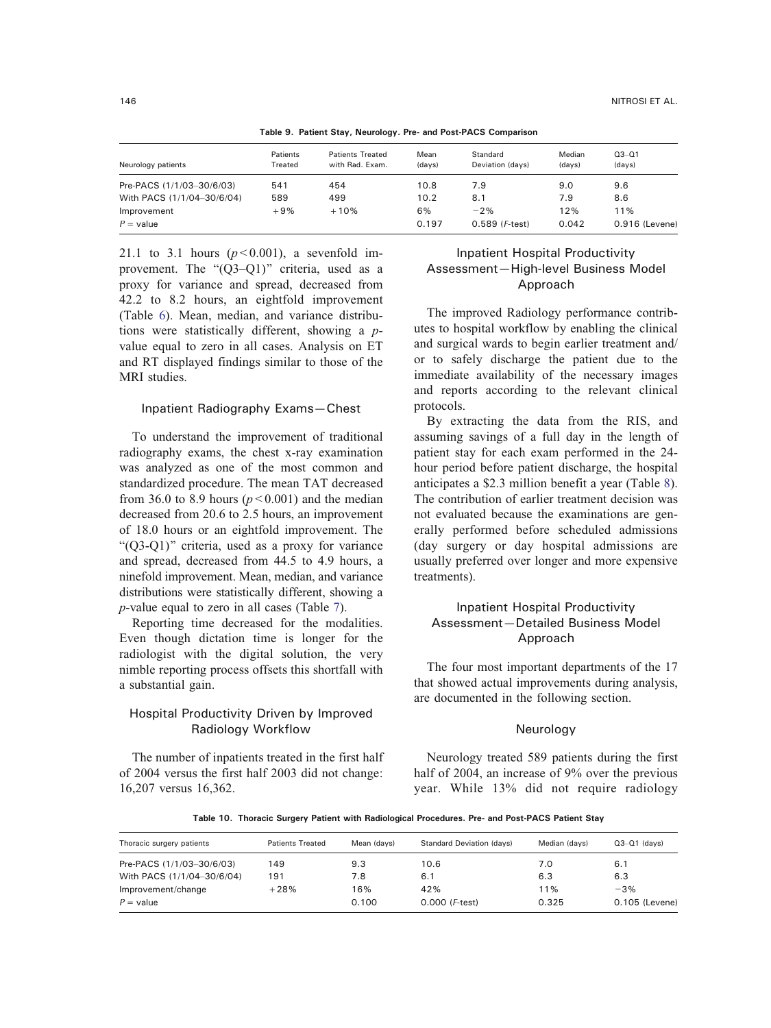**Table 9. Patient Stay, Neurology. Pre- and Post-PACS Comparison**

| Neurology patients | Patients Treated | Patients Treated with Rad. Exam. | Mean (days) | Standard Deviation (days) | Median (days) | Q3–Q1 (days) |
|---|---|---|---|---|---|---|
| Pre-PACS (1/1/03–30/6/03) | 541 | 454 | 10.8 | 7.9 | 9.0 | 9.6 |
| With PACS (1/1/04–30/6/04) | 589 | 499 | 10.2 | 8.1 | 7.9 | 8.6 |
| Improvement | +9% | +10% | 6% | −2% | 12% | 11% |
| $P$ = value | | | 0.197 | 0.589 ($F$-test) | 0.042 | 0.916 (Levene) |

21.1 to 3.1 hours ($p < 0.001$), a sevenfold improvement. The "(Q3–Q1)" criteria, used as a proxy for variance and spread, decreased from 42.2 to 8.2 hours, an eightfold improvement (Table 6). Mean, median, and variance distributions were statistically different, showing a $p$-value equal to zero in all cases. Analysis on ET and RT displayed findings similar to those of the MRI studies.

### Inpatient Radiography Exams—Chest

To understand the improvement of traditional radiography exams, the chest x-ray examination was analyzed as one of the most common and standardized procedure. The mean TAT decreased from 36.0 to 8.9 hours ($p < 0.001$) and the median decreased from 20.6 to 2.5 hours, an improvement of 18.0 hours or an eightfold improvement. The "(Q3-Q1)" criteria, used as a proxy for variance and spread, decreased from 44.5 to 4.9 hours, a ninefold improvement. Mean, median, and variance distributions were statistically different, showing a $p$-value equal to zero in all cases (Table 7).

Reporting time decreased for the modalities. Even though dictation time is longer for the radiologist with the digital solution, the very nimble reporting process offsets this shortfall with a substantial gain.

## Hospital Productivity Driven by Improved Radiology Workflow

The number of inpatients treated in the first half of 2004 versus the first half 2003 did not change: 16,207 versus 16,362.

## Inpatient Hospital Productivity Assessment—High-level Business Model Approach

The improved Radiology performance contributes to hospital workflow by enabling the clinical and surgical wards to begin earlier treatment and/or to safely discharge the patient due to the immediate availability of the necessary images and reports according to the relevant clinical protocols.

By extracting the data from the RIS, and assuming savings of a full day in the length of patient stay for each exam performed in the 24-hour period before patient discharge, the hospital anticipates a $2.3 million benefit a year (Table 8). The contribution of earlier treatment decision was not evaluated because the examinations are generally performed before scheduled admissions (day surgery or day hospital admissions are usually preferred over longer and more expensive treatments).

## Inpatient Hospital Productivity Assessment—Detailed Business Model Approach

The four most important departments of the 17 that showed actual improvements during analysis, are documented in the following section.

### Neurology

Neurology treated 589 patients during the first half of 2004, an increase of 9% over the previous year. While 13% did not require radiology

**Table 10. Thoracic Surgery Patient with Radiological Procedures. Pre- and Post-PACS Patient Stay**

| Thoracic surgery patients | Patients Treated | Mean (days) | Standard Deviation (days) | Median (days) | Q3–Q1 (days) |
|---|---|---|---|---|---|
| Pre-PACS (1/1/03–30/6/03) | 149 | 9.3 | 10.6 | 7.0 | 6.1 |
| With PACS (1/1/04–30/6/04) | 191 | 7.8 | 6.1 | 6.3 | 6.3 |
| Improvement/change | +28% | 16% | 42% | 11% | −3% |
| $P$ = value | | 0.100 | 0.000 ($F$-test) | 0.325 | 0.105 (Levene) |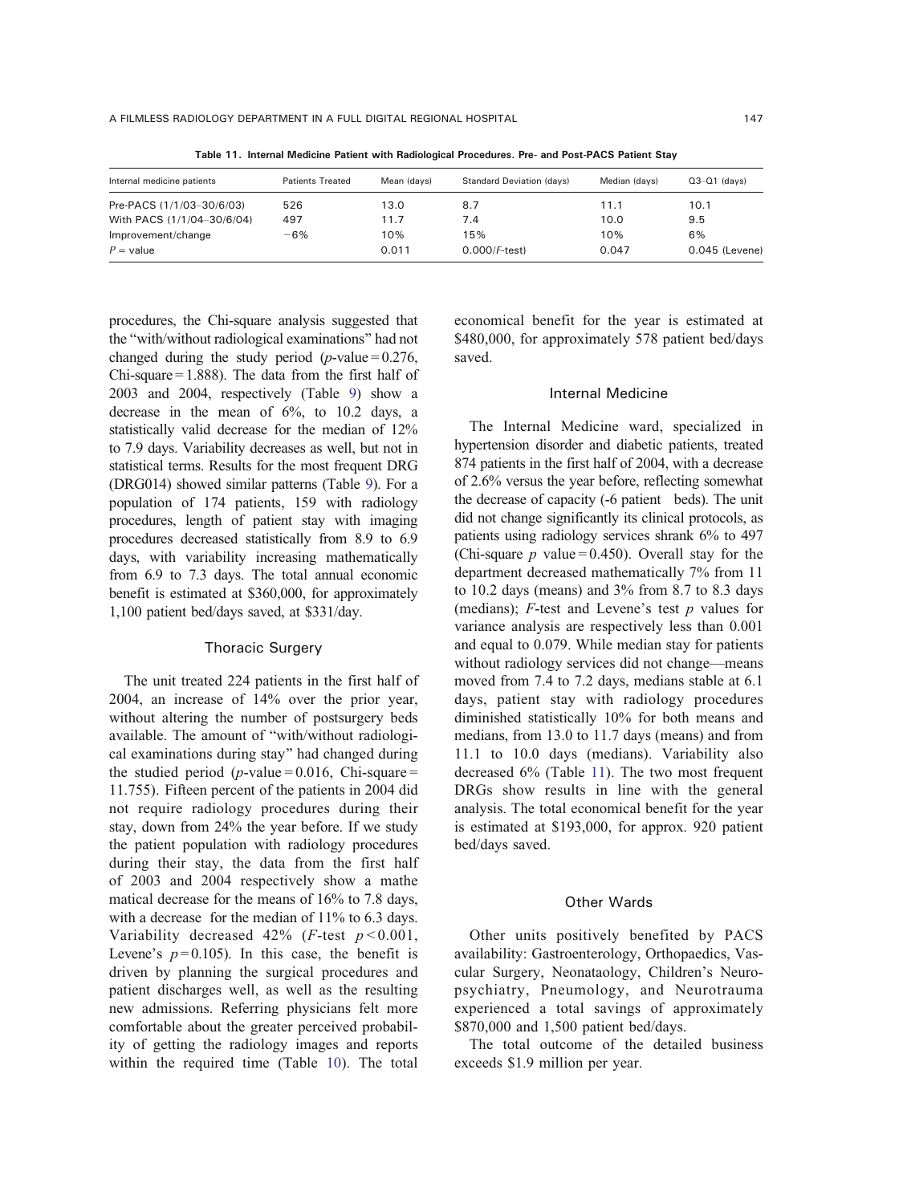**Table 11. Internal Medicine Patient with Radiological Procedures. Pre- and Post-PACS Patient Stay**

| Internal medicine patients | Patients Treated | Mean (days) | Standard Deviation (days) | Median (days) | Q3–Q1 (days) |
|---|---|---|---|---|---|
| Pre-PACS (1/1/03–30/6/03) | 526 | 13.0 | 8.7 | 11.1 | 10.1 |
| With PACS (1/1/04–30/6/04) | 497 | 11.7 | 7.4 | 10.0 | 9.5 |
| Improvement/change | −6% | 10% | 15% | 10% | 6% |
| $P$ = value | | 0.011 | 0.000/$F$-test) | 0.047 | 0.045 (Levene) |

procedures, the Chi-square analysis suggested that the "with/without radiological examinations" had not changed during the study period ($p$-value = 0.276, Chi-square = 1.888). The data from the first half of 2003 and 2004, respectively (Table 9) show a decrease in the mean of 6%, to 10.2 days, a statistically valid decrease for the median of 12% to 7.9 days. Variability decreases as well, but not in statistical terms. Results for the most frequent DRG (DRG014) showed similar patterns (Table 9). For a population of 174 patients, 159 with radiology procedures, length of patient stay with imaging procedures decreased statistically from 8.9 to 6.9 days, with variability increasing mathematically from 6.9 to 7.3 days. The total annual economic benefit is estimated at $360,000, for approximately 1,100 patient bed/days saved, at $331/day.

### Thoracic Surgery

The unit treated 224 patients in the first half of 2004, an increase of 14% over the prior year, without altering the number of postsurgery beds available. The amount of "with/without radiological examinations during stay" had changed during the studied period ($p$-value = 0.016, Chi-square = 11.755). Fifteen percent of the patients in 2004 did not require radiology procedures during their stay, down from 24% the year before. If we study the patient population with radiology procedures during their stay, the data from the first half of 2003 and 2004 respectively show a mathematical decrease for the means of 16% to 7.8 days, with a decrease for the median of 11% to 6.3 days. Variability decreased 42% ($F$-test $p < 0.001$, Levene's $p = 0.105$). In this case, the benefit is driven by planning the surgical procedures and patient discharges well, as well as the resulting new admissions. Referring physicians felt more comfortable about the greater perceived probability of getting the radiology images and reports within the required time (Table 10). The total economical benefit for the year is estimated at $480,000, for approximately 578 patient bed/days saved.

### Internal Medicine

The Internal Medicine ward, specialized in hypertension disorder and diabetic patients, treated 874 patients in the first half of 2004, with a decrease of 2.6% versus the year before, reflecting somewhat the decrease of capacity (-6 patient beds). The unit did not change significantly its clinical protocols, as patients using radiology services shrank 6% to 497 (Chi-square $p$ value = 0.450). Overall stay for the department decreased mathematically 7% from 11 to 10.2 days (means) and 3% from 8.7 to 8.3 days (medians); $F$-test and Levene's test $p$ values for variance analysis are respectively less than 0.001 and equal to 0.079. While median stay for patients without radiology services did not change—means moved from 7.4 to 7.2 days, medians stable at 6.1 days, patient stay with radiology procedures diminished statistically 10% for both means and medians, from 13.0 to 11.7 days (means) and from 11.1 to 10.0 days (medians). Variability also decreased 6% (Table 11). The two most frequent DRGs show results in line with the general analysis. The total economical benefit for the year is estimated at $193,000, for approx. 920 patient bed/days saved.

### Other Wards

Other units positively benefited by PACS availability: Gastroenterology, Orthopaedics, Vascular Surgery, Neonataology, Children's Neuropsychiatry, Pneumology, and Neurotrauma experienced a total savings of approximately $870,000 and 1,500 patient bed/days.

The total outcome of the detailed business exceeds $1.9 million per year.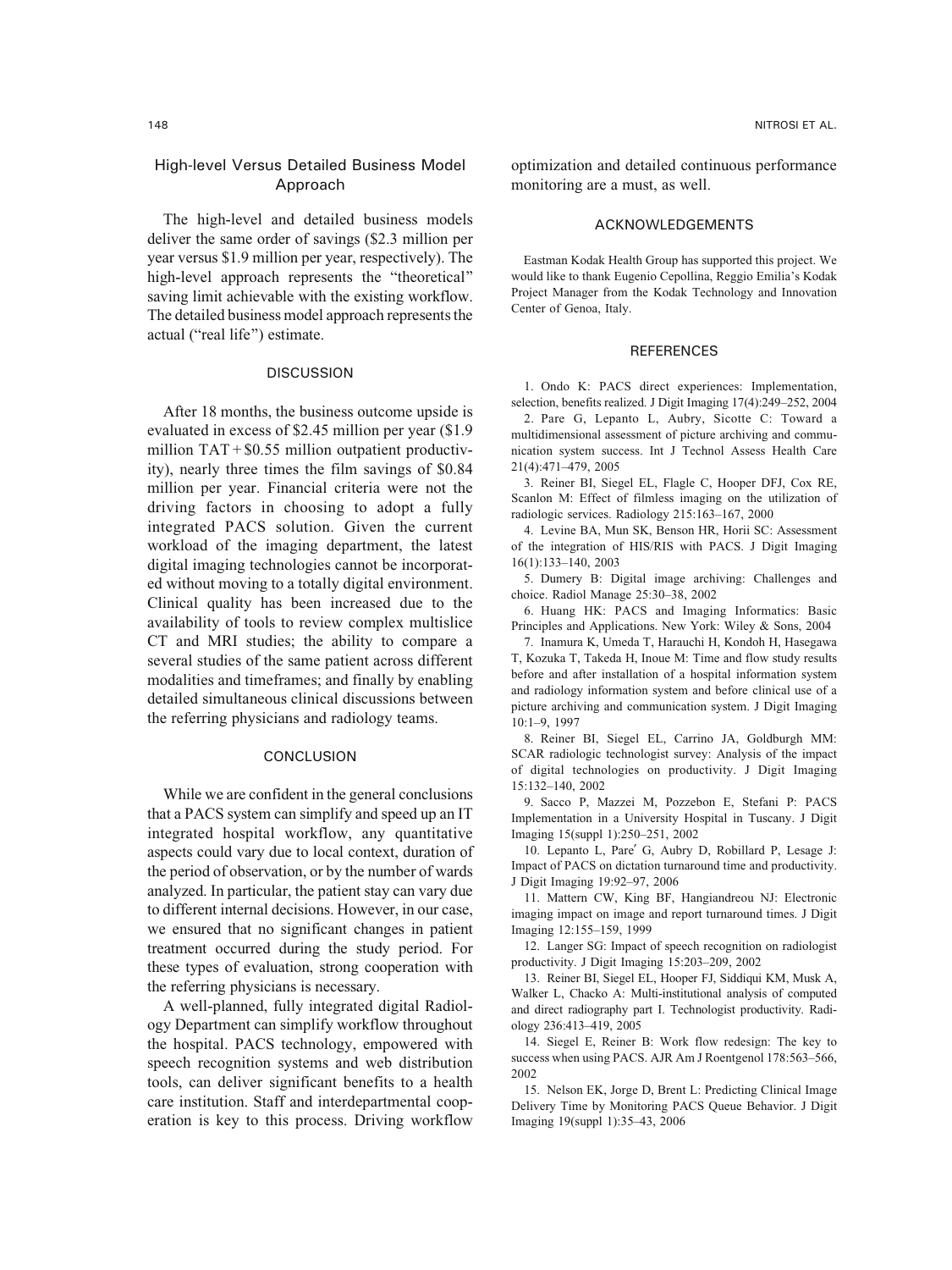## High-level Versus Detailed Business Model Approach

The high-level and detailed business models deliver the same order of savings ($2.3 million per year versus $1.9 million per year, respectively). The high-level approach represents the "theoretical" saving limit achievable with the existing workflow. The detailed business model approach represents the actual ("real life") estimate.

## DISCUSSION

After 18 months, the business outcome upside is evaluated in excess of $2.45 million per year ($1.9 million TAT + $0.55 million outpatient productivity), nearly three times the film savings of $0.84 million per year. Financial criteria were not the driving factors in choosing to adopt a fully integrated PACS solution. Given the current workload of the imaging department, the latest digital imaging technologies cannot be incorporated without moving to a totally digital environment. Clinical quality has been increased due to the availability of tools to review complex multislice CT and MRI studies; the ability to compare a several studies of the same patient across different modalities and timeframes; and finally by enabling detailed simultaneous clinical discussions between the referring physicians and radiology teams.

## CONCLUSION

While we are confident in the general conclusions that a PACS system can simplify and speed up an IT integrated hospital workflow, any quantitative aspects could vary due to local context, duration of the period of observation, or by the number of wards analyzed. In particular, the patient stay can vary due to different internal decisions. However, in our case, we ensured that no significant changes in patient treatment occurred during the study period. For these types of evaluation, strong cooperation with the referring physicians is necessary.

A well-planned, fully integrated digital Radiology Department can simplify workflow throughout the hospital. PACS technology, empowered with speech recognition systems and web distribution tools, can deliver significant benefits to a health care institution. Staff and interdepartmental cooperation is key to this process. Driving workflow optimization and detailed continuous performance monitoring are a must, as well.

## ACKNOWLEDGEMENTS

Eastman Kodak Health Group has supported this project. We would like to thank Eugenio Cepollina, Reggio Emilia's Kodak Project Manager from the Kodak Technology and Innovation Center of Genoa, Italy.

## REFERENCES

1. Ondo K: PACS direct experiences: Implementation, selection, benefits realized. J Digit Imaging 17(4):249–252, 2004
2. Pare G, Lepanto L, Aubry, Sicotte C: Toward a multidimensional assessment of picture archiving and communication system success. Int J Technol Assess Health Care 21(4):471–479, 2005
3. Reiner BI, Siegel EL, Flagle C, Hooper DFJ, Cox RE, Scanlon M: Effect of filmless imaging on the utilization of radiologic services. Radiology 215:163–167, 2000
4. Levine BA, Mun SK, Benson HR, Horii SC: Assessment of the integration of HIS/RIS with PACS. J Digit Imaging 16(1):133–140, 2003
5. Dumery B: Digital image archiving: Challenges and choice. Radiol Manage 25:30–38, 2002
6. Huang HK: PACS and Imaging Informatics: Basic Principles and Applications. New York: Wiley & Sons, 2004
7. Inamura K, Umeda T, Harauchi H, Kondoh H, Hasegawa T, Kozuka T, Takeda H, Inoue M: Time and flow study results before and after installation of a hospital information system and radiology information system and before clinical use of a picture archiving and communication system. J Digit Imaging 10:1–9, 1997
8. Reiner BI, Siegel EL, Carrino JA, Goldburgh MM: SCAR radiologic technologist survey: Analysis of the impact of digital technologies on productivity. J Digit Imaging 15:132–140, 2002
9. Sacco P, Mazzei M, Pozzebon E, Stefani P: PACS Implementation in a University Hospital in Tuscany. J Digit Imaging 15(suppl 1):250–251, 2002
10. Lepanto L, Pare′ G, Aubry D, Robillard P, Lesage J: Impact of PACS on dictation turnaround time and productivity. J Digit Imaging 19:92–97, 2006
11. Mattern CW, King BF, Hangiandreou NJ: Electronic imaging impact on image and report turnaround times. J Digit Imaging 12:155–159, 1999
12. Langer SG: Impact of speech recognition on radiologist productivity. J Digit Imaging 15:203–209, 2002
13. Reiner BI, Siegel EL, Hooper FJ, Siddiqui KM, Musk A, Walker L, Chacko A: Multi-institutional analysis of computed and direct radiography part I. Technologist productivity. Radiology 236:413–419, 2005
14. Siegel E, Reiner B: Work flow redesign: The key to success when using PACS. AJR Am J Roentgenol 178:563–566, 2002
15. Nelson EK, Jorge D, Brent L: Predicting Clinical Image Delivery Time by Monitoring PACS Queue Behavior. J Digit Imaging 19(suppl 1):35–43, 2006